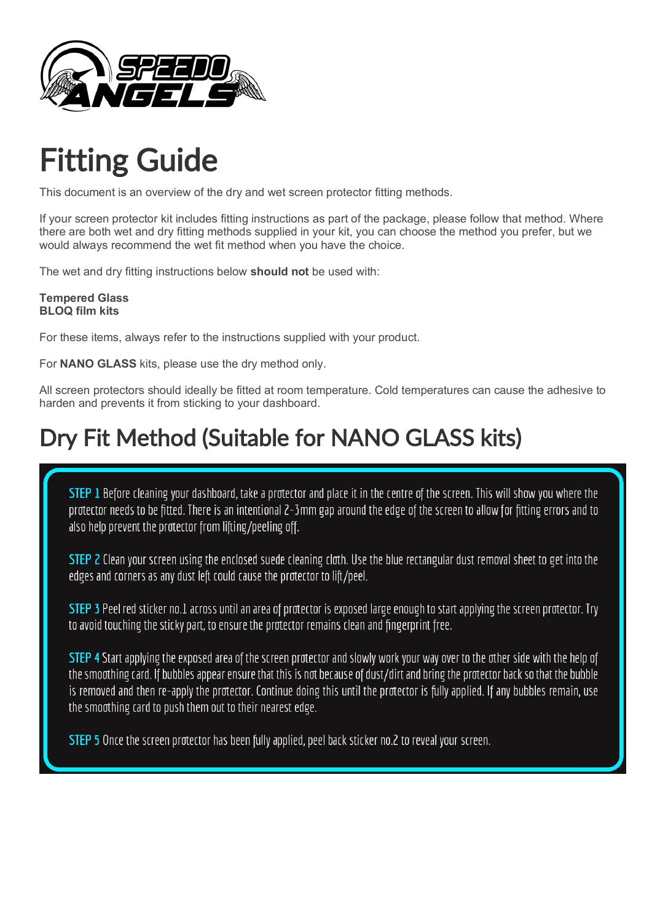# Fitting Guide

This document is an overview of the dry and wet screen protector fitting methods.

If your screen protector kit includes fitting instructions as part of the package, please follow that method. Where there are both wet and dry fitting methods supplied in your kit, you can choose the method you prefer, but we would always recommend the wet fit method when you have the choice.

The wet and dry fitting instructions below **should not** be used with:

**Tempered Glass**
**BLOQ film kits**

For these items, always refer to the instructions supplied with your product.

For **NANO GLASS** kits, please use the dry method only.

All screen protectors should ideally be fitted at room temperature. Cold temperatures can cause the adhesive to harden and prevents it from sticking to your dashboard.

## Dry Fit Method (Suitable for NANO GLASS kits)

STEP 1 Before cleaning your dashboard, take a protector and place it in the centre of the screen. This will show you where the protector needs to be fitted. There is an intentional 2-3mm gap around the edge of the screen to allow for fitting errors and to also help prevent the protector from lifting/peeling off.

STEP 2 Clean your screen using the enclosed suede cleaning cloth. Use the blue rectangular dust removal sheet to get into the edges and corners as any dust left could cause the protector to lift/peel.

STEP 3 Peel red sticker no.1 across until an area of protector is exposed large enough to start applying the screen protector. Try to avoid touching the sticky part, to ensure the protector remains clean and fingerprint free.

STEP 4 Start applying the exposed area of the screen protector and slowly work your way over to the other side with the help of the smoothing card. If bubbles appear ensure that this is not because of dust/dirt and bring the protector back so that the bubble is removed and then re-apply the protector. Continue doing this until the protector is fully applied. If any bubbles remain, use the smoothing card to push them out to their nearest edge.

STEP 5 Once the screen protector has been fully applied, peel back sticker no.2 to reveal your screen.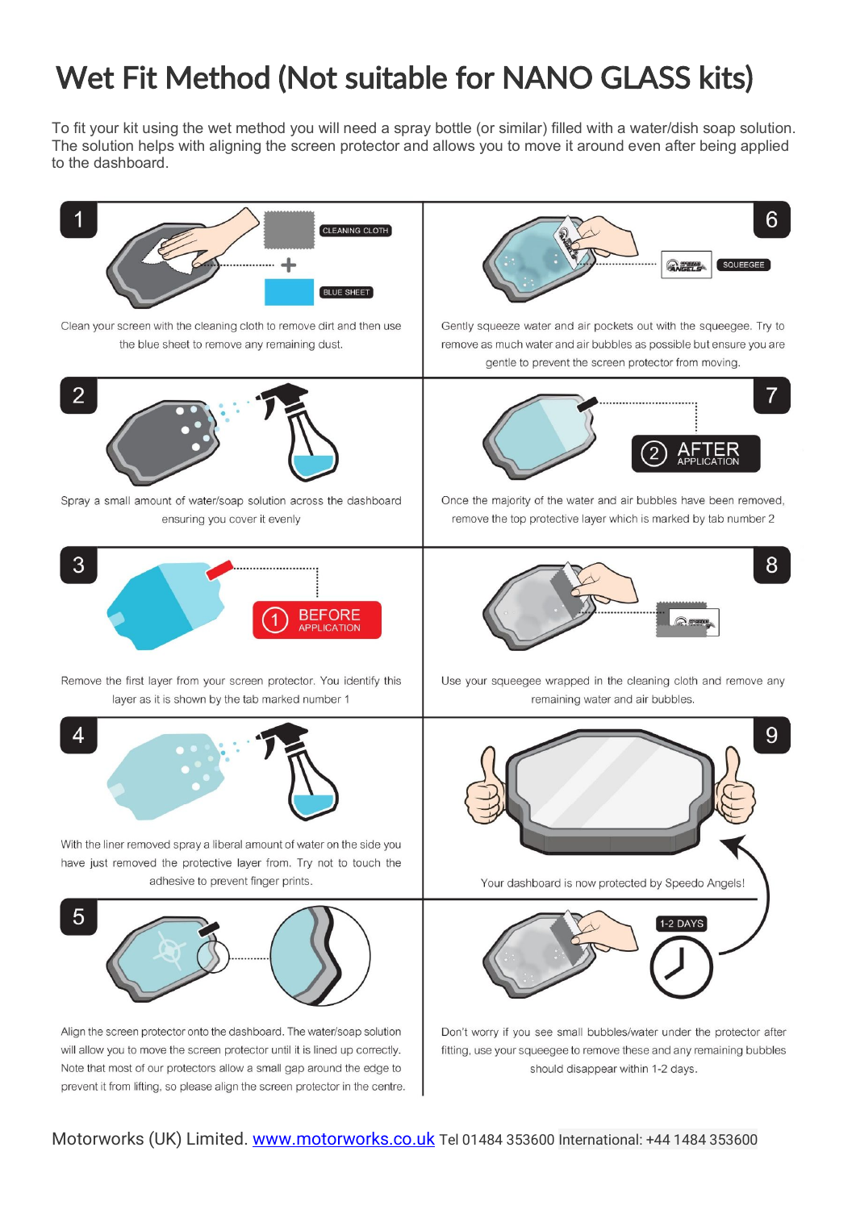# Wet Fit Method (Not suitable for NANO GLASS kits)

To fit your kit using the wet method you will need a spray bottle (or similar) filled with a water/dish soap solution. The solution helps with aligning the screen protector and allows you to move it around even after being applied to the dashboard.

**1**

CLEANING CLOTH

BLUE SHEET

Clean your screen with the cleaning cloth to remove dirt and then use the blue sheet to remove any remaining dust.

**2**

Spray a small amount of water/soap solution across the dashboard ensuring you cover it evenly

**3**

1 BEFORE APPLICATION

Remove the first layer from your screen protector. You identify this layer as it is shown by the tab marked number 1

**4**

With the liner removed spray a liberal amount of water on the side you have just removed the protective layer from. Try not to touch the adhesive to prevent finger prints.

**5**

Align the screen protector onto the dashboard. The water/soap solution will allow you to move the screen protector until it is lined up correctly. Note that most of our protectors allow a small gap around the edge to prevent it from lifting, so please align the screen protector in the centre.

**6**

SQUEEGEE

Gently squeeze water and air pockets out with the squeegee. Try to remove as much water and air bubbles as possible but ensure you are gentle to prevent the screen protector from moving.

**7**

2 AFTER APPLICATION

Once the majority of the water and air bubbles have been removed, remove the top protective layer which is marked by tab number 2

**8**

Use your squeegee wrapped in the cleaning cloth and remove any remaining water and air bubbles.

**9**

Your dashboard is now protected by Speedo Angels!

1-2 DAYS

Don't worry if you see small bubbles/water under the protector after fitting, use your squeegee to remove these and any remaining bubbles should disappear within 1-2 days.

Motorworks (UK) Limited. [www.motorworks.co.uk](http://www.motorworks.co.uk) Tel 01484 353600 International: +44 1484 353600